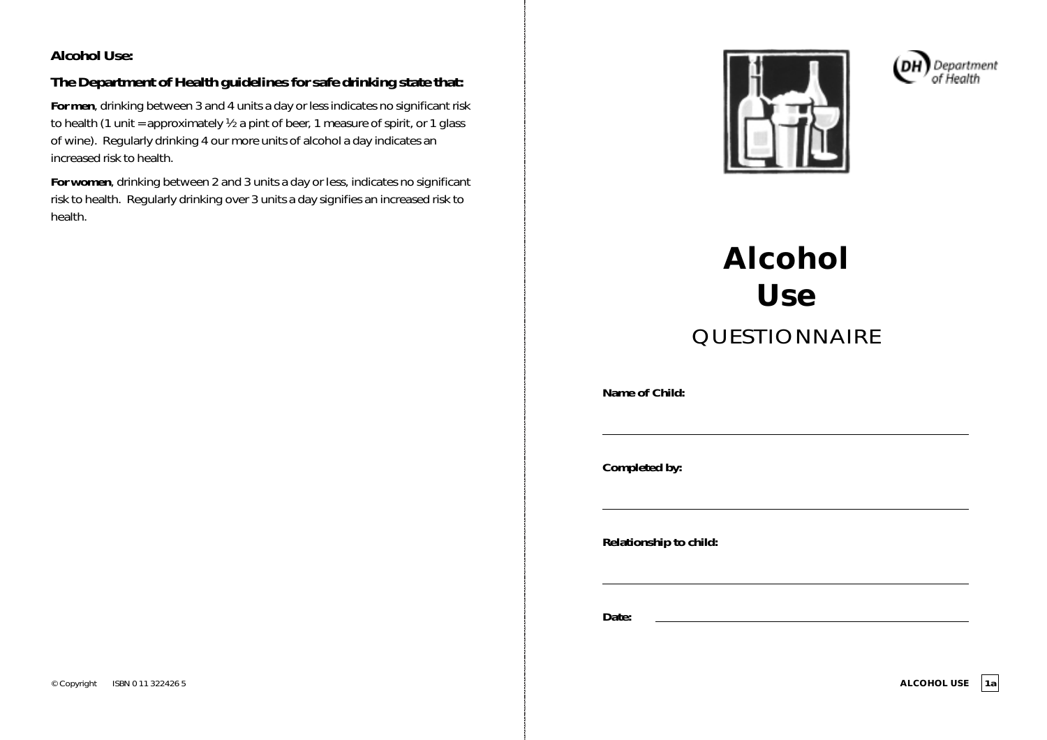**Alcohol Use:**

**The Department of Health guidelines for safe drinking state that:**

**For men**, drinking between 3 and 4 units a day or less indicates no significant risk to health (1 unit = approximately ½ a pint of beer, 1 measure of spirit, or 1 glass of wine). Regularly drinking 4 our more units of alcohol a day indicates an increased risk to health.

**For women**, drinking between 2 and 3 units a day or less, indicates no significant risk to health. Regularly drinking over 3 units a day signifies an increased risk to health.

© Copyright ISBN 0 11 322426 5

Department of Health

# Alcohol Use

## QUESTIONNAIRE

**Name of Child:** ______________________________

**Completed by:** ______________________________

**Relationship to child:** ______________________________

**Date:** ______________________________

ALCOHOL USE 1a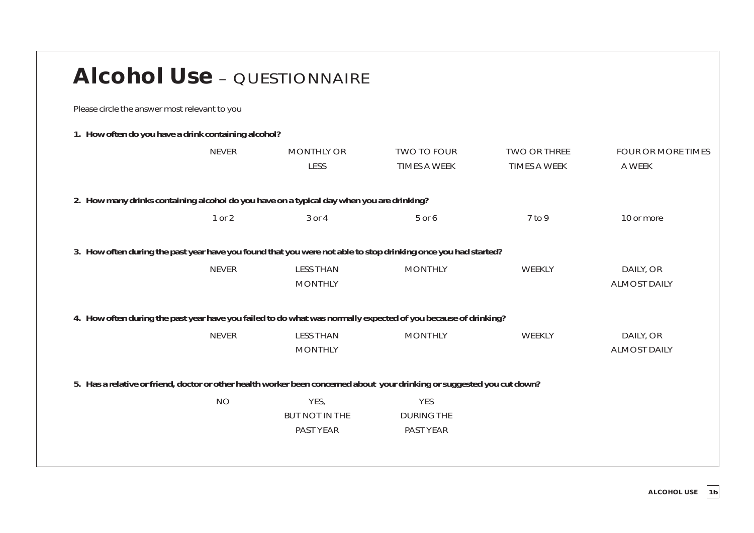# **Alcohol Use** – QUESTIONNAIRE

Please circle the answer most relevant to you

**1. How often do you have a drink containing alcohol?**

| NEVER | MONTHLY OR LESS | TWO TO FOUR TIMES A WEEK | TWO OR THREE TIMES A WEEK | FOUR OR MORE TIMES A WEEK |
|---|---|---|---|---|

**2. How many drinks containing alcohol do you have on a typical day when you are drinking?**

| 1 or 2 | 3 or 4 | 5 or 6 | 7 to 9 | 10 or more |
|---|---|---|---|---|

**3. How often during the past year have you found that you were not able to stop drinking once you had started?**

| NEVER | LESS THAN MONTHLY | MONTHLY | WEEKLY | DAILY, OR ALMOST DAILY |
|---|---|---|---|---|

**4. How often during the past year have you failed to do what was normally expected of you because of drinking?**

| NEVER | LESS THAN MONTHLY | MONTHLY | WEEKLY | DAILY, OR ALMOST DAILY |
|---|---|---|---|---|

**5. Has a relative or friend, doctor or other health worker been concerned about your drinking or suggested you cut down?**

| NO | YES, BUT NOT IN THE PAST YEAR | YES DURING THE PAST YEAR |
|---|---|---|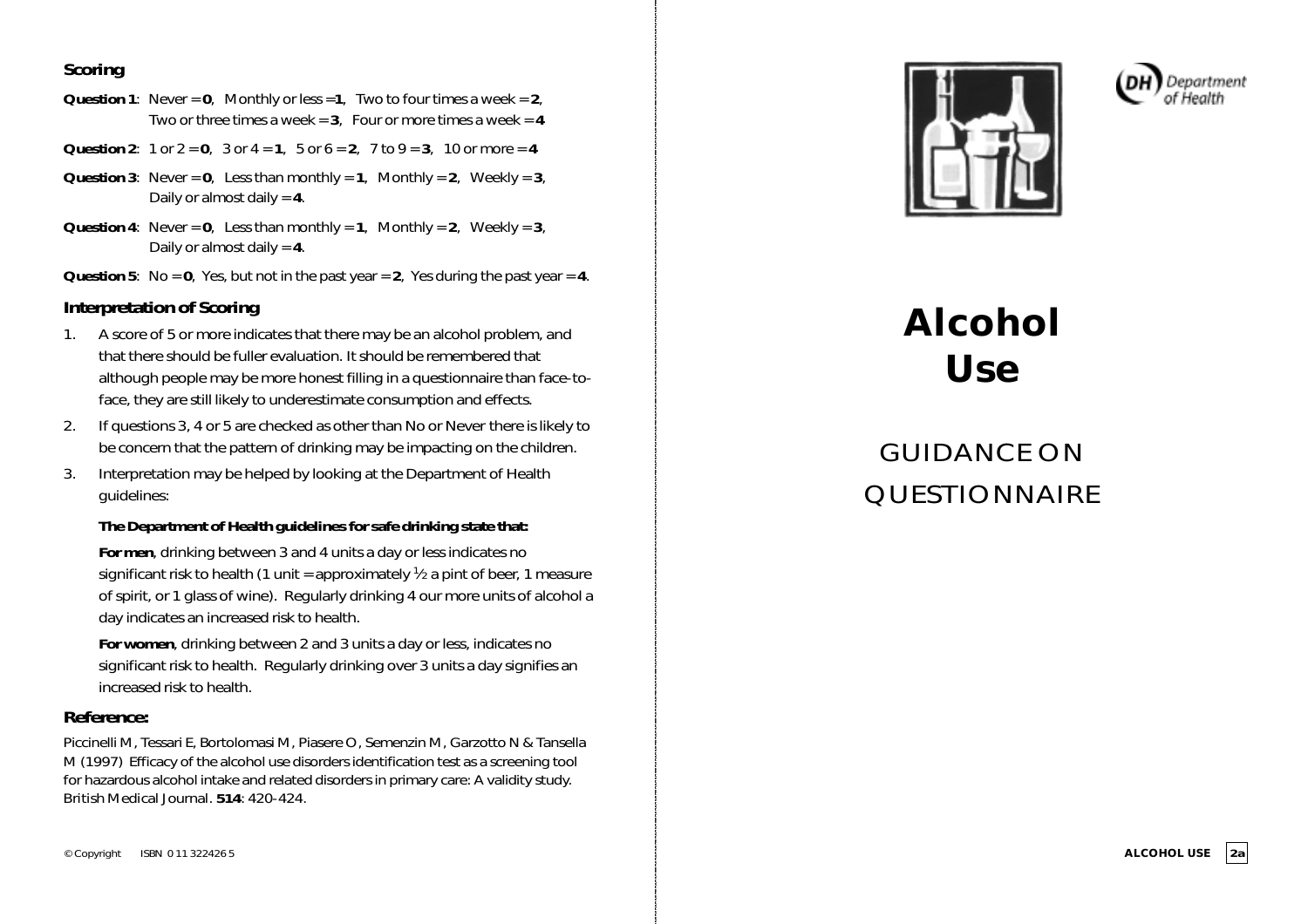### Scoring

**Question 1**: Never = **0**, Monthly or less =**1**, Two to four times a week = **2**, Two or three times a week = **3**, Four or more times a week = **4**

**Question 2**: 1 or 2 = **0**, 3 or 4 = **1**, 5 or 6 = **2**, 7 to 9 = **3**, 10 or more = **4**

**Question 3**: Never = **0**, Less than monthly = **1**, Monthly = **2**, Weekly = **3**, Daily or almost daily = **4**.

**Question 4**: Never = **0**, Less than monthly = **1**, Monthly = **2**, Weekly = **3**, Daily or almost daily = **4**.

**Question 5**: No = **0**, Yes, but not in the past year = **2**, Yes during the past year = **4**.

### Interpretation of Scoring

1. A score of 5 or more indicates that there may be an alcohol problem, and that there should be fuller evaluation. It should be remembered that although people may be more honest filling in a questionnaire than face-to-face, they are still likely to underestimate consumption and effects.
2. If questions 3, 4 or 5 are checked as other than No or Never there is likely to be concern that the pattern of drinking may be impacting on the children.
3. Interpretation may be helped by looking at the Department of Health guidelines:

   **The Department of Health guidelines for safe drinking state that:**

   **For men**, drinking between 3 and 4 units a day or less indicates no significant risk to health (1 unit = approximately ½ a pint of beer, 1 measure of spirit, or 1 glass of wine). Regularly drinking 4 our more units of alcohol a day indicates an increased risk to health.

   **For women**, drinking between 2 and 3 units a day or less, indicates no significant risk to health. Regularly drinking over 3 units a day signifies an increased risk to health.

### Reference:

Piccinelli M, Tessari E, Bortolomasi M, Piasere O, Semenzin M, Garzotto N & Tansella M (1997) Efficacy of the alcohol use disorders identification test as a screening tool for hazardous alcohol intake and related disorders in primary care: A validity study. British Medical Journal. **514**: 420-424.

© Copyright ISBN 0 11 322426 5

Department of Health

# Alcohol Use

## GUIDANCE ON QUESTIONNAIRE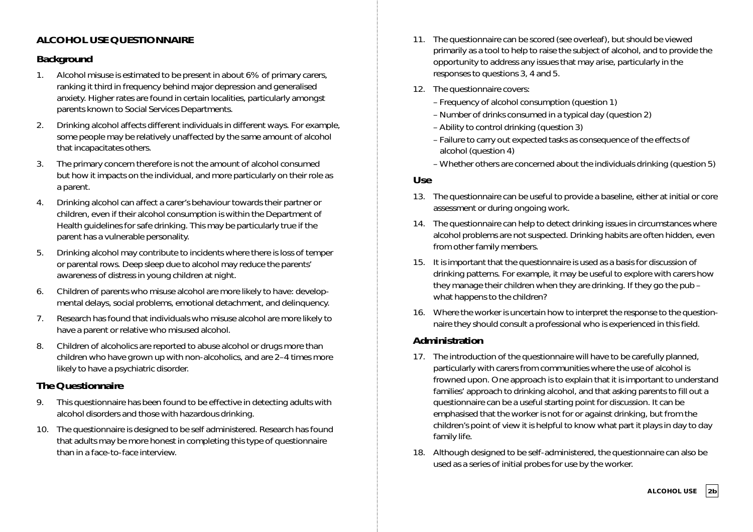## ALCOHOL USE QUESTIONNAIRE

### Background

1. Alcohol misuse is estimated to be present in about 6% of primary carers, ranking it third in frequency behind major depression and generalised anxiety. Higher rates are found in certain localities, particularly amongst parents known to Social Services Departments.
2. Drinking alcohol affects different individuals in different ways. For example, some people may be relatively unaffected by the same amount of alcohol that incapacitates others.
3. The primary concern therefore is not the amount of alcohol consumed but how it impacts on the individual, and more particularly on their role as a parent.
4. Drinking alcohol can affect a carer's behaviour towards their partner or children, even if their alcohol consumption is within the Department of Health guidelines for safe drinking. This may be particularly true if the parent has a vulnerable personality.
5. Drinking alcohol may contribute to incidents where there is loss of temper or parental rows. Deep sleep due to alcohol may reduce the parents' awareness of distress in young children at night.
6. Children of parents who misuse alcohol are more likely to have: developmental delays, social problems, emotional detachment, and delinquency.
7. Research has found that individuals who misuse alcohol are more likely to have a parent or relative who misused alcohol.
8. Children of alcoholics are reported to abuse alcohol or drugs more than children who have grown up with non-alcoholics, and are 2–4 times more likely to have a psychiatric disorder.

### The Questionnaire

9. This questionnaire has been found to be effective in detecting adults with alcohol disorders and those with hazardous drinking.
10. The questionnaire is designed to be self administered. Research has found that adults may be more honest in completing this type of questionnaire than in a face-to-face interview.
11. The questionnaire can be scored (see overleaf), but should be viewed primarily as a tool to help to raise the subject of alcohol, and to provide the opportunity to address any issues that may arise, particularly in the responses to questions 3, 4 and 5.
12. The questionnaire covers:
    - Frequency of alcohol consumption (question 1)
    - Number of drinks consumed in a typical day (question 2)
    - Ability to control drinking (question 3)
    - Failure to carry out expected tasks as consequence of the effects of alcohol (question 4)
    - Whether others are concerned about the individuals drinking (question 5)

### Use

13. The questionnaire can be useful to provide a baseline, either at initial or core assessment or during ongoing work.
14. The questionnaire can help to detect drinking issues in circumstances where alcohol problems are not suspected. Drinking habits are often hidden, even from other family members.
15. It is important that the questionnaire is used as a basis for discussion of drinking patterns. For example, it may be useful to explore with carers how they manage their children when they are drinking. If they go the pub – what happens to the children?
16. Where the worker is uncertain how to interpret the response to the questionnaire they should consult a professional who is experienced in this field.

### Administration

17. The introduction of the questionnaire will have to be carefully planned, particularly with carers from communities where the use of alcohol is frowned upon. One approach is to explain that it is important to understand families' approach to drinking alcohol, and that asking parents to fill out a questionnaire can be a useful starting point for discussion. It can be emphasised that the worker is not for or against drinking, but from the children's point of view it is helpful to know what part it plays in day to day family life.
18. Although designed to be self-administered, the questionnaire can also be used as a series of initial probes for use by the worker.